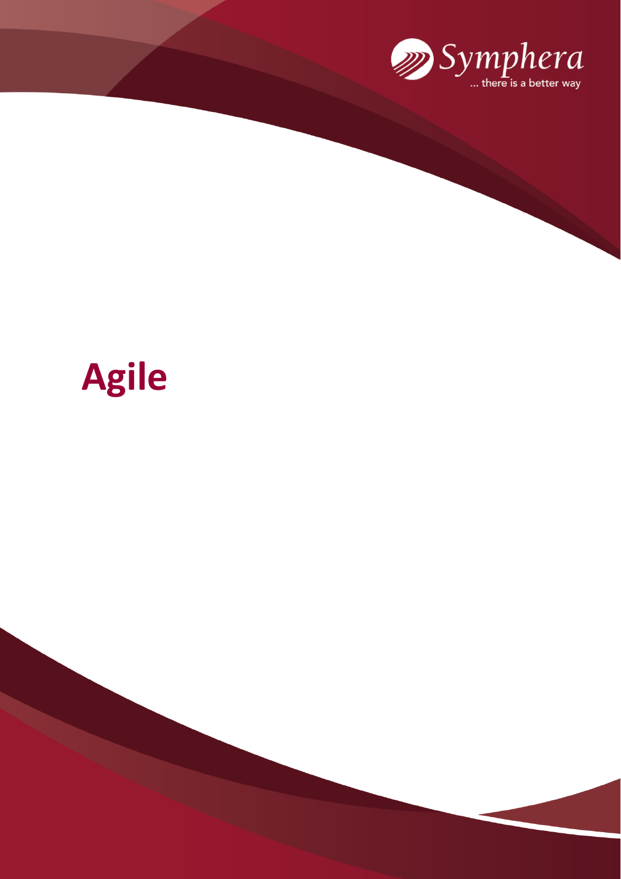Symphera

... there is a better way

# Agile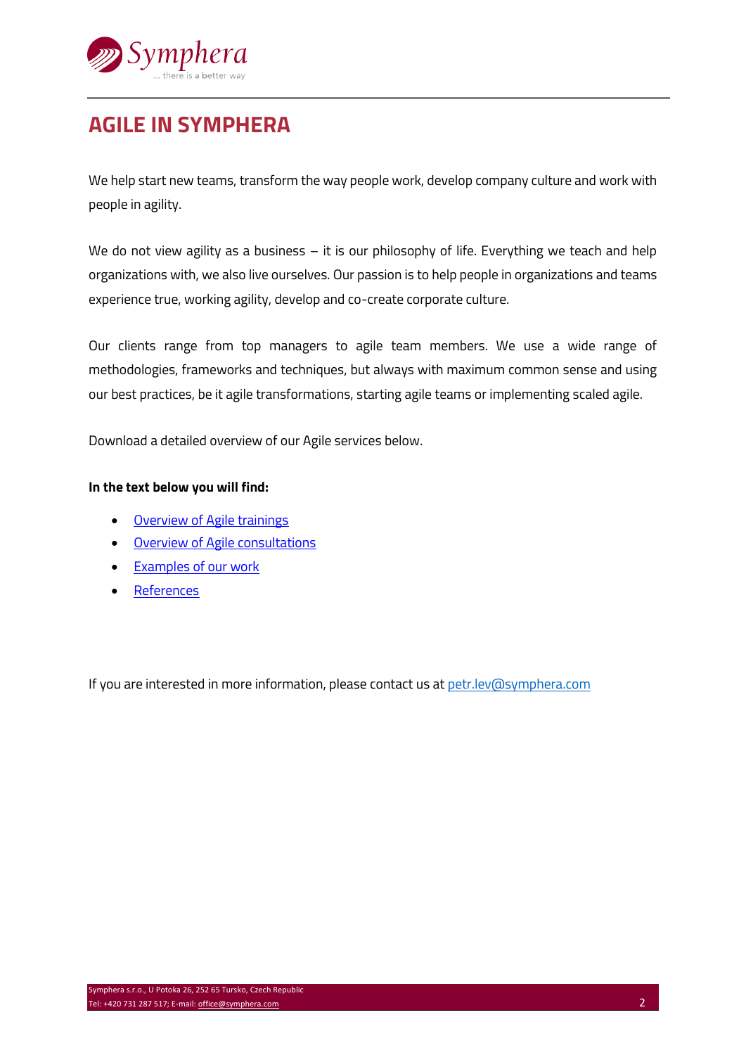# AGILE IN SYMPHERA

We help start new teams, transform the way people work, develop company culture and work with people in agility.

We do not view agility as a business – it is our philosophy of life. Everything we teach and help organizations with, we also live ourselves. Our passion is to help people in organizations and teams experience true, working agility, develop and co-create corporate culture.

Our clients range from top managers to agile team members. We use a wide range of methodologies, frameworks and techniques, but always with maximum common sense and using our best practices, be it agile transformations, starting agile teams or implementing scaled agile.

Download a detailed overview of our Agile services below.

**In the text below you will find:**

- Overview of Agile trainings
- Overview of Agile consultations
- Examples of our work
- References

If you are interested in more information, please contact us at petr.lev@symphera.com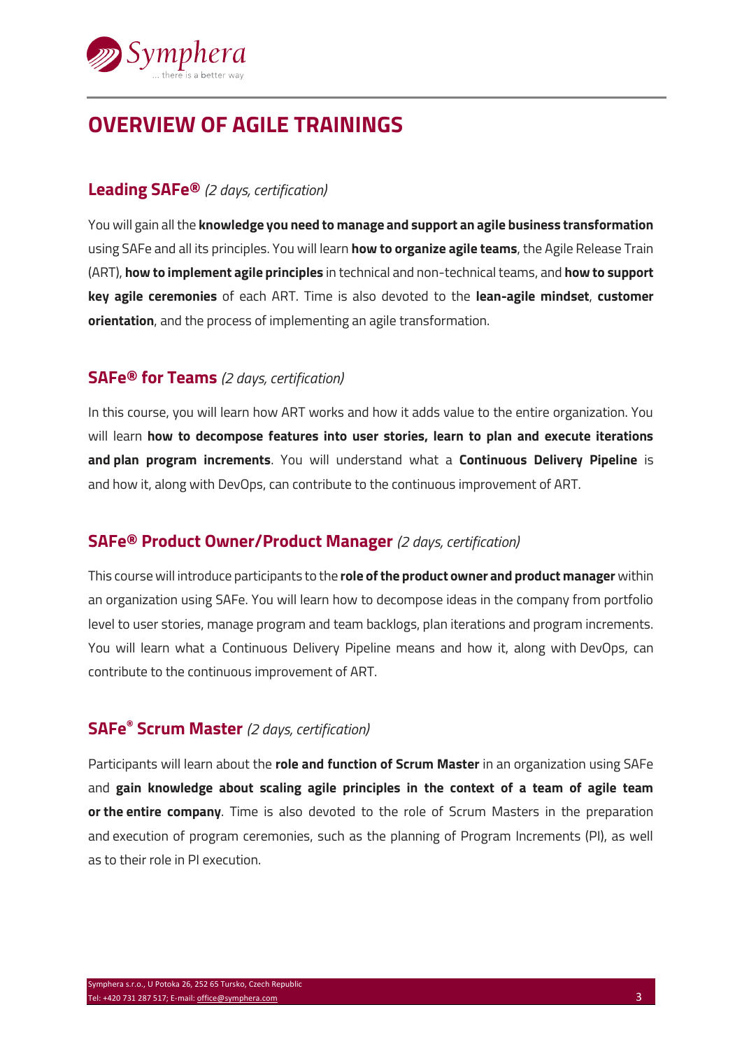# OVERVIEW OF AGILE TRAININGS

## Leading SAFe® *(2 days, certification)*

You will gain all the **knowledge you need to manage and support an agile business transformation** using SAFe and all its principles. You will learn **how to organize agile teams**, the Agile Release Train (ART), **how to implement agile principles** in technical and non-technical teams, and **how to support key agile ceremonies** of each ART. Time is also devoted to the **lean-agile mindset**, **customer orientation**, and the process of implementing an agile transformation.

## SAFe® for Teams *(2 days, certification)*

In this course, you will learn how ART works and how it adds value to the entire organization. You will learn **how to decompose features into user stories, learn to plan and execute iterations and plan program increments**. You will understand what a **Continuous Delivery Pipeline** is and how it, along with DevOps, can contribute to the continuous improvement of ART.

## SAFe® Product Owner/Product Manager *(2 days, certification)*

This course will introduce participants to the **role of the product owner and product manager** within an organization using SAFe. You will learn how to decompose ideas in the company from portfolio level to user stories, manage program and team backlogs, plan iterations and program increments. You will learn what a Continuous Delivery Pipeline means and how it, along with DevOps, can contribute to the continuous improvement of ART.

## SAFe® Scrum Master *(2 days, certification)*

Participants will learn about the **role and function of Scrum Master** in an organization using SAFe and **gain knowledge about scaling agile principles in the context of a team of agile team or the entire company**. Time is also devoted to the role of Scrum Masters in the preparation and execution of program ceremonies, such as the planning of Program Increments (PI), as well as to their role in PI execution.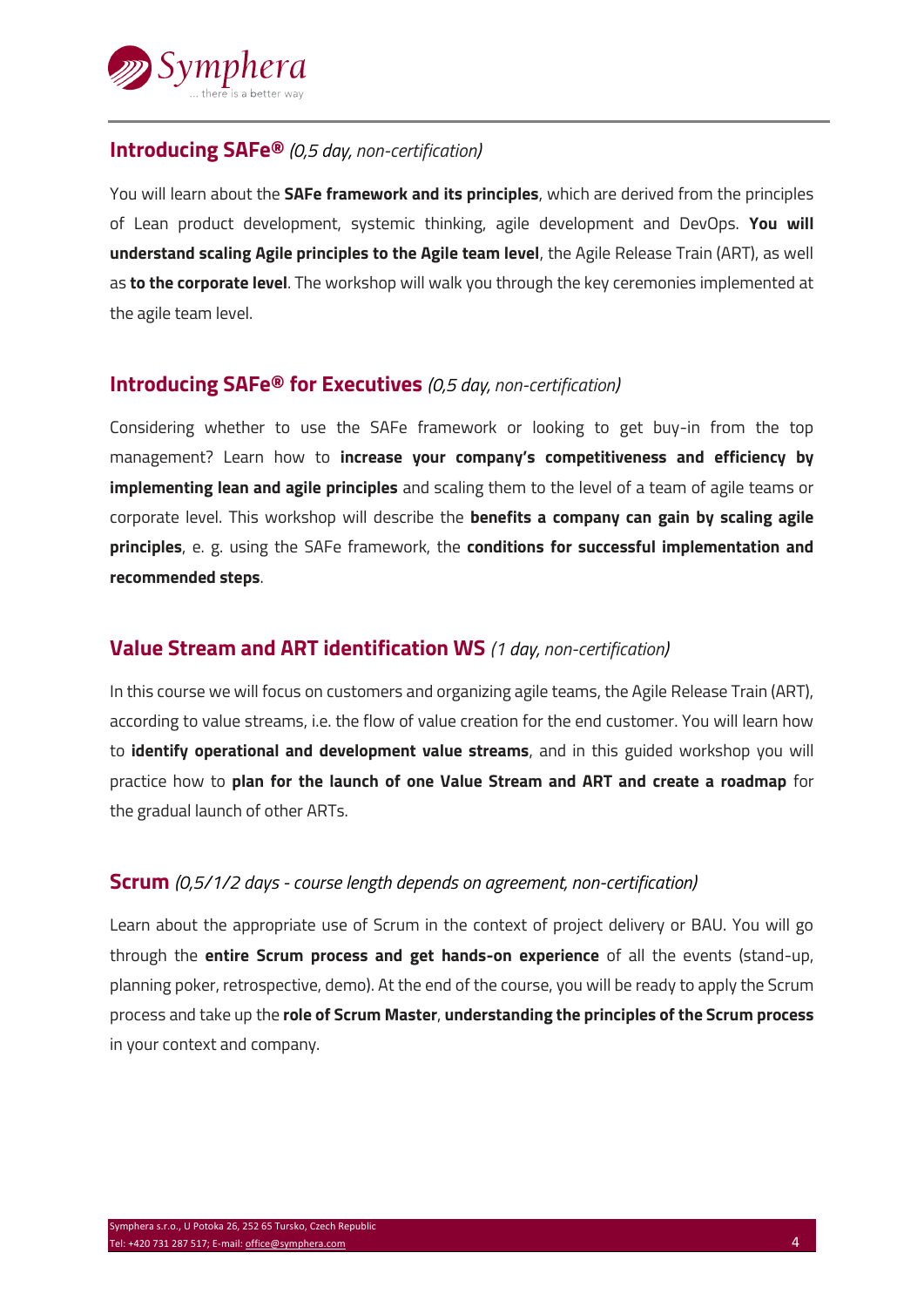## Introducing SAFe® *(0,5 day, non-certification)*

You will learn about the **SAFe framework and its principles**, which are derived from the principles of Lean product development, systemic thinking, agile development and DevOps. **You will understand scaling Agile principles to the Agile team level**, the Agile Release Train (ART), as well as **to the corporate level**. The workshop will walk you through the key ceremonies implemented at the agile team level.

## Introducing SAFe® for Executives *(0,5 day, non-certification)*

Considering whether to use the SAFe framework or looking to get buy-in from the top management? Learn how to **increase your company's competitiveness and efficiency by implementing lean and agile principles** and scaling them to the level of a team of agile teams or corporate level. This workshop will describe the **benefits a company can gain by scaling agile principles**, e. g. using the SAFe framework, the **conditions for successful implementation and recommended steps**.

## Value Stream and ART identification WS *(1 day, non-certification)*

In this course we will focus on customers and organizing agile teams, the Agile Release Train (ART), according to value streams, i.e. the flow of value creation for the end customer. You will learn how to **identify operational and development value streams**, and in this guided workshop you will practice how to **plan for the launch of one Value Stream and ART and create a roadmap** for the gradual launch of other ARTs.

## Scrum *(0,5/1/2 days - course length depends on agreement, non-certification)*

Learn about the appropriate use of Scrum in the context of project delivery or BAU. You will go through the **entire Scrum process and get hands-on experience** of all the events (stand-up, planning poker, retrospective, demo). At the end of the course, you will be ready to apply the Scrum process and take up the **role of Scrum Master**, **understanding the principles of the Scrum process** in your context and company.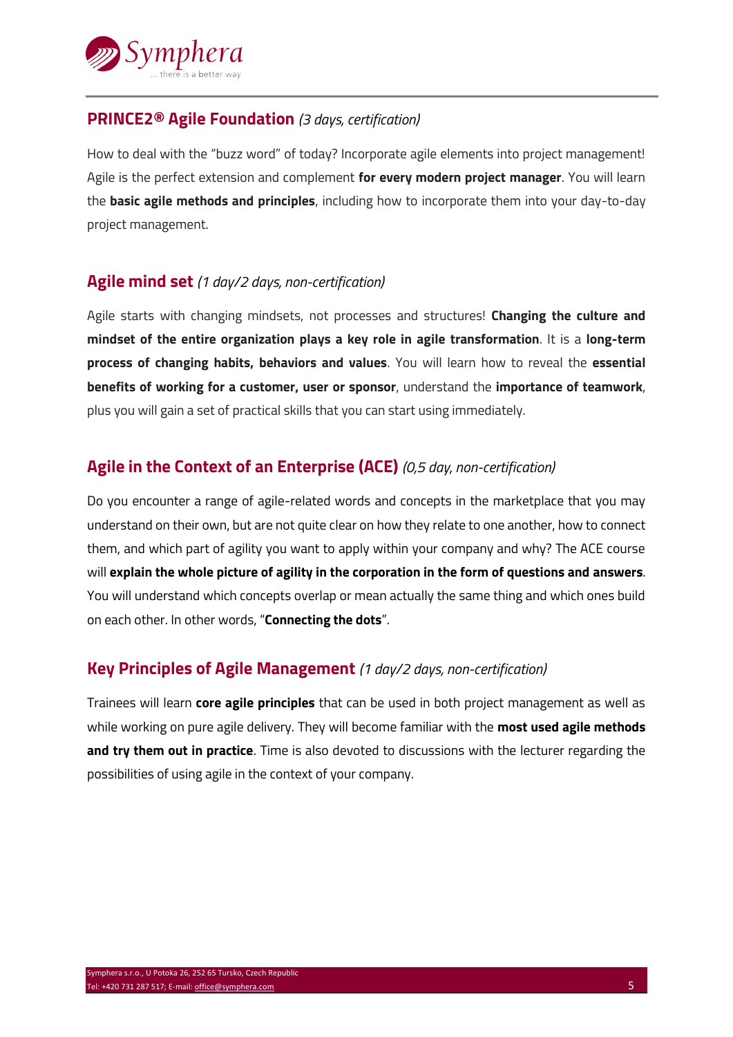## PRINCE2® Agile Foundation *(3 days, certification)*

How to deal with the "buzz word" of today? Incorporate agile elements into project management! Agile is the perfect extension and complement **for every modern project manager**. You will learn the **basic agile methods and principles**, including how to incorporate them into your day-to-day project management.

## Agile mind set *(1 day/2 days, non-certification)*

Agile starts with changing mindsets, not processes and structures! **Changing the culture and mindset of the entire organization plays a key role in agile transformation**. It is a **long-term process of changing habits, behaviors and values**. You will learn how to reveal the **essential benefits of working for a customer, user or sponsor**, understand the **importance of teamwork**, plus you will gain a set of practical skills that you can start using immediately.

## Agile in the Context of an Enterprise (ACE) *(0,5 day, non-certification)*

Do you encounter a range of agile-related words and concepts in the marketplace that you may understand on their own, but are not quite clear on how they relate to one another, how to connect them, and which part of agility you want to apply within your company and why? The ACE course will **explain the whole picture of agility in the corporation in the form of questions and answers**. You will understand which concepts overlap or mean actually the same thing and which ones build on each other. In other words, "**Connecting the dots**".

## Key Principles of Agile Management *(1 day/2 days, non-certification)*

Trainees will learn **core agile principles** that can be used in both project management as well as while working on pure agile delivery. They will become familiar with the **most used agile methods and try them out in practice**. Time is also devoted to discussions with the lecturer regarding the possibilities of using agile in the context of your company.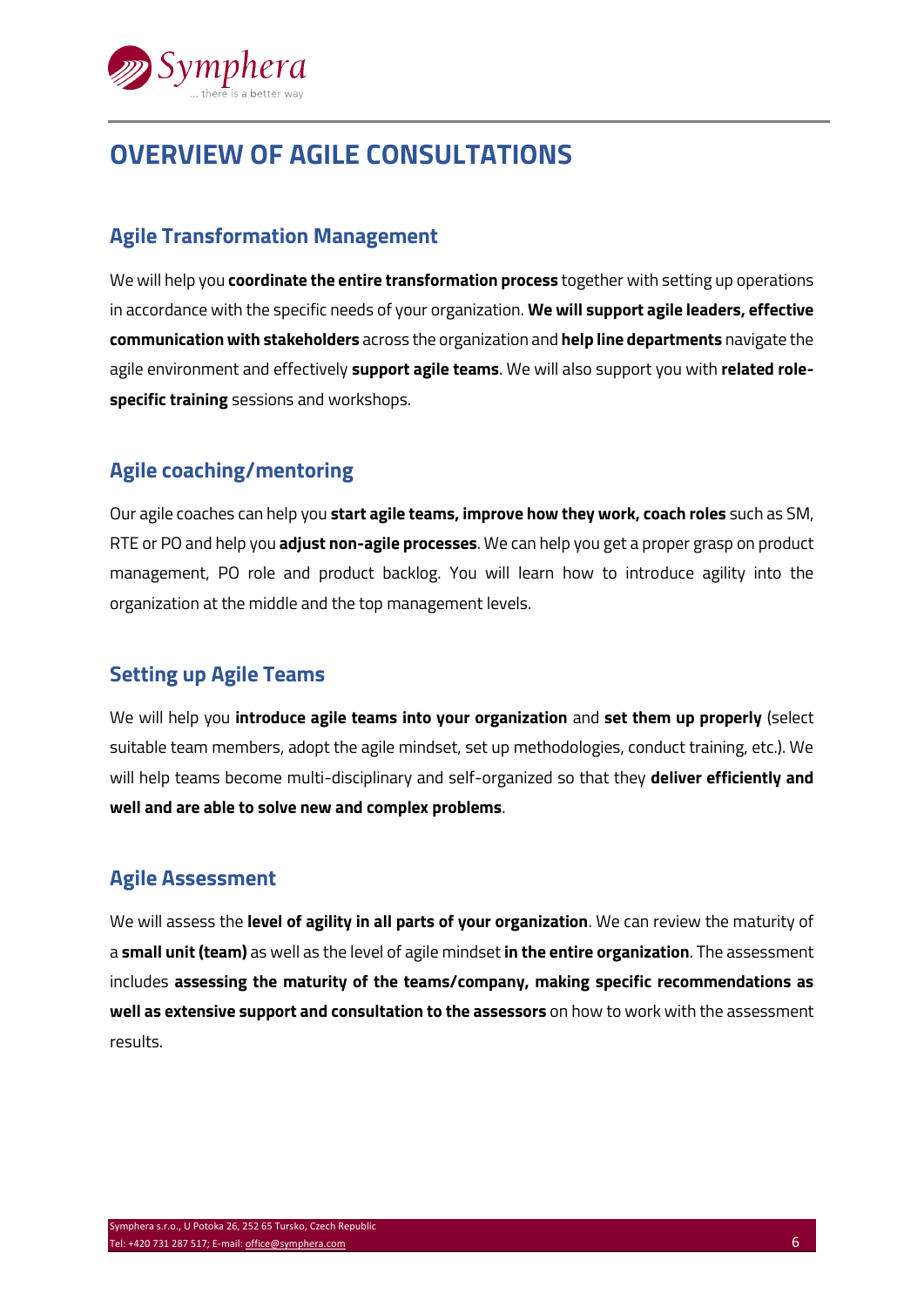# OVERVIEW OF AGILE CONSULTATIONS

## Agile Transformation Management

We will help you **coordinate the entire transformation process** together with setting up operations in accordance with the specific needs of your organization. **We will support agile leaders, effective communication with stakeholders** across the organization and **help line departments** navigate the agile environment and effectively **support agile teams**. We will also support you with **related role-specific training** sessions and workshops.

## Agile coaching/mentoring

Our agile coaches can help you **start agile teams, improve how they work, coach roles** such as SM, RTE or PO and help you **adjust non-agile processes**. We can help you get a proper grasp on product management, PO role and product backlog. You will learn how to introduce agility into the organization at the middle and the top management levels.

## Setting up Agile Teams

We will help you **introduce agile teams into your organization** and **set them up properly** (select suitable team members, adopt the agile mindset, set up methodologies, conduct training, etc.). We will help teams become multi-disciplinary and self-organized so that they **deliver efficiently and well and are able to solve new and complex problems**.

## Agile Assessment

We will assess the **level of agility in all parts of your organization**. We can review the maturity of a **small unit (team)** as well as the level of agile mindset **in the entire organization**. The assessment includes **assessing the maturity of the teams/company, making specific recommendations as well as extensive support and consultation to the assessors** on how to work with the assessment results.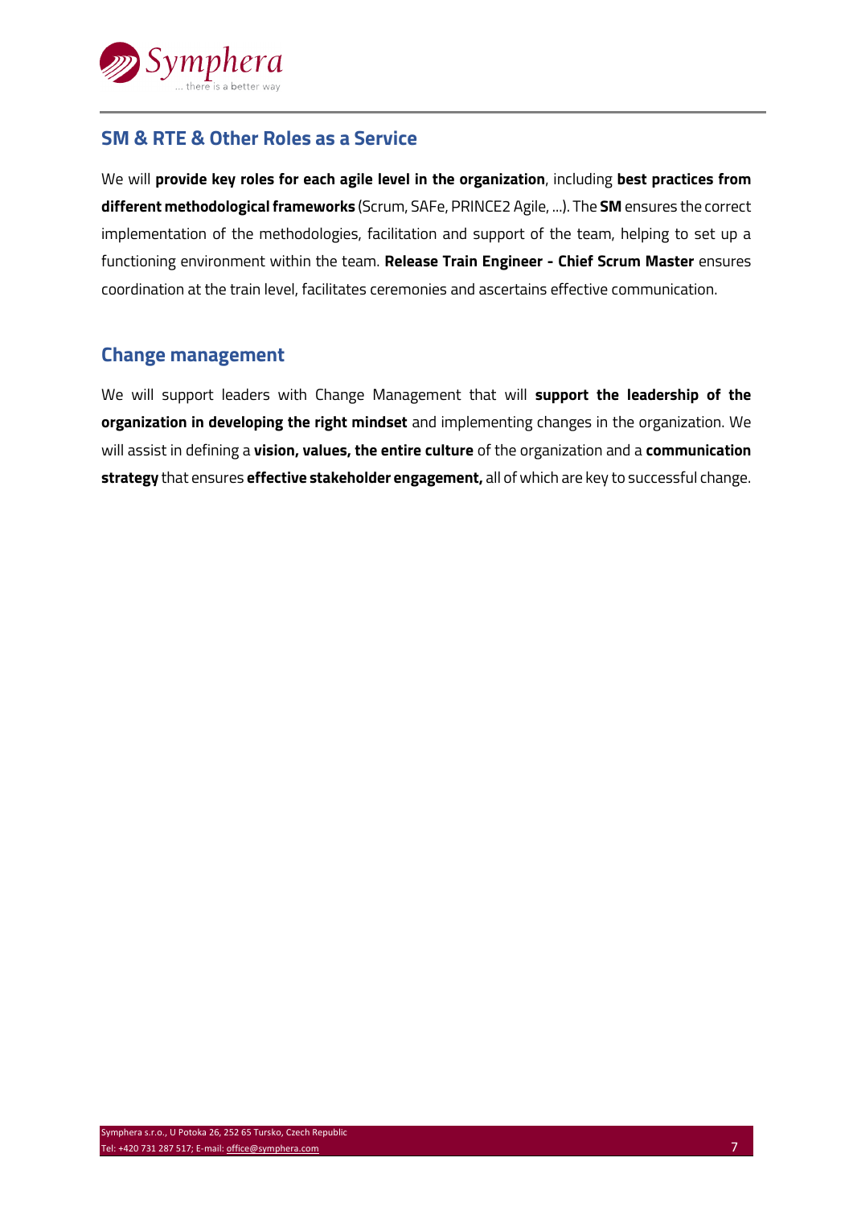## SM & RTE & Other Roles as a Service

We will **provide key roles for each agile level in the organization**, including **best practices from different methodological frameworks** (Scrum, SAFe, PRINCE2 Agile, ...). The **SM** ensures the correct implementation of the methodologies, facilitation and support of the team, helping to set up a functioning environment within the team. **Release Train Engineer - Chief Scrum Master** ensures coordination at the train level, facilitates ceremonies and ascertains effective communication.

## Change management

We will support leaders with Change Management that will **support the leadership of the organization in developing the right mindset** and implementing changes in the organization. We will assist in defining a **vision, values, the entire culture** of the organization and a **communication strategy** that ensures **effective stakeholder engagement,** all of which are key to successful change.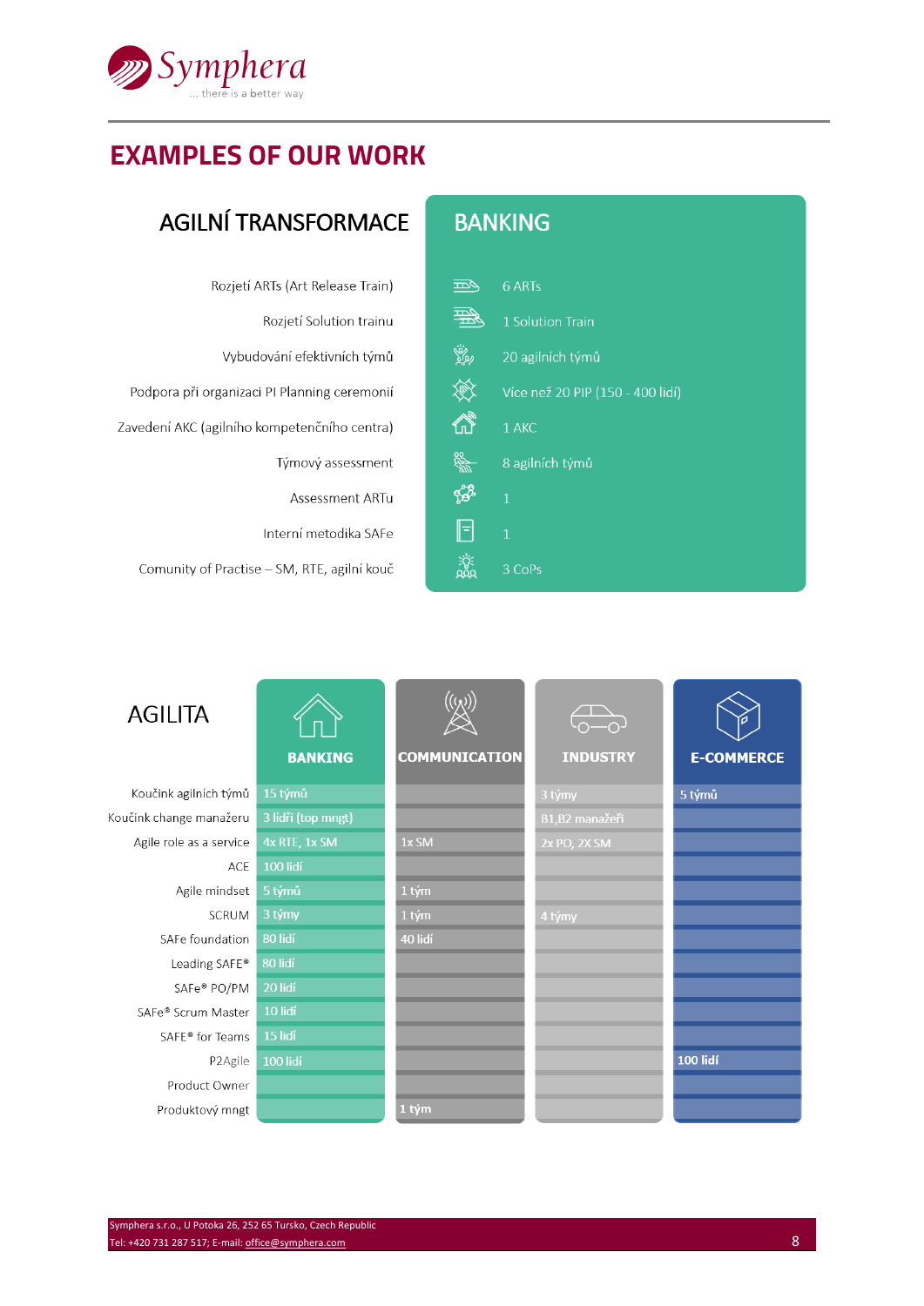# EXAMPLES OF OUR WORK

## AGILNÍ TRANSFORMACE

| | BANKING |
|---|---|
| Rozjetí ARTs (Art Release Train) | 6 ARTs |
| Rozjetí Solution trainu | 1 Solution Train |
| Vybudování efektivních týmů | 20 agilních týmů |
| Podpora při organizaci PI Planning ceremonií | Více než 20 PIP (150 - 400 lidí) |
| Zavedení AKC (agilního kompetenčního centra) | 1 AKC |
| Týmový assessment | 8 agilních týmů |
| Assessment ARTu | 1 |
| Interní metodika SAFe | 1 |
| Comunity of Practise – SM, RTE, agilní kouč | 3 CoPs |

## AGILITA

| | BANKING | COMMUNICATION | INDUSTRY | E-COMMERCE |
|---|---|---|---|---|
| Koučink agilních týmů | 15 týmů | | 3 týmy | 5 týmů |
| Koučink change manažeru | 3 lidři (top mngt) | | B1,B2 manažeři | |
| Agile role as a service | 4x RTE, 1x SM | 1x SM | 2x PO, 2X SM | |
| ACE | 100 lidí | | | |
| Agile mindset | 5 týmů | 1 tým | | |
| SCRUM | 3 týmy | 1 tým | 4 týmy | |
| SAFe foundation | 80 lidí | 40 lidí | | |
| Leading SAFE® | 80 lidí | | | |
| SAFe® PO/PM | 20 lidí | | | |
| SAFe® Scrum Master | 10 lidí | | | |
| SAFE® for Teams | 15 lidí | | | |
| P2Agile | 100 lidí | | | 100 lidí |
| Product Owner | | | | |
| Produktový mngt | | 1 tým | | |

Symphera s.r.o., U Potoka 26, 252 65 Tursko, Czech Republic
Tel: +420 731 287 517; E-mail: office@symphera.com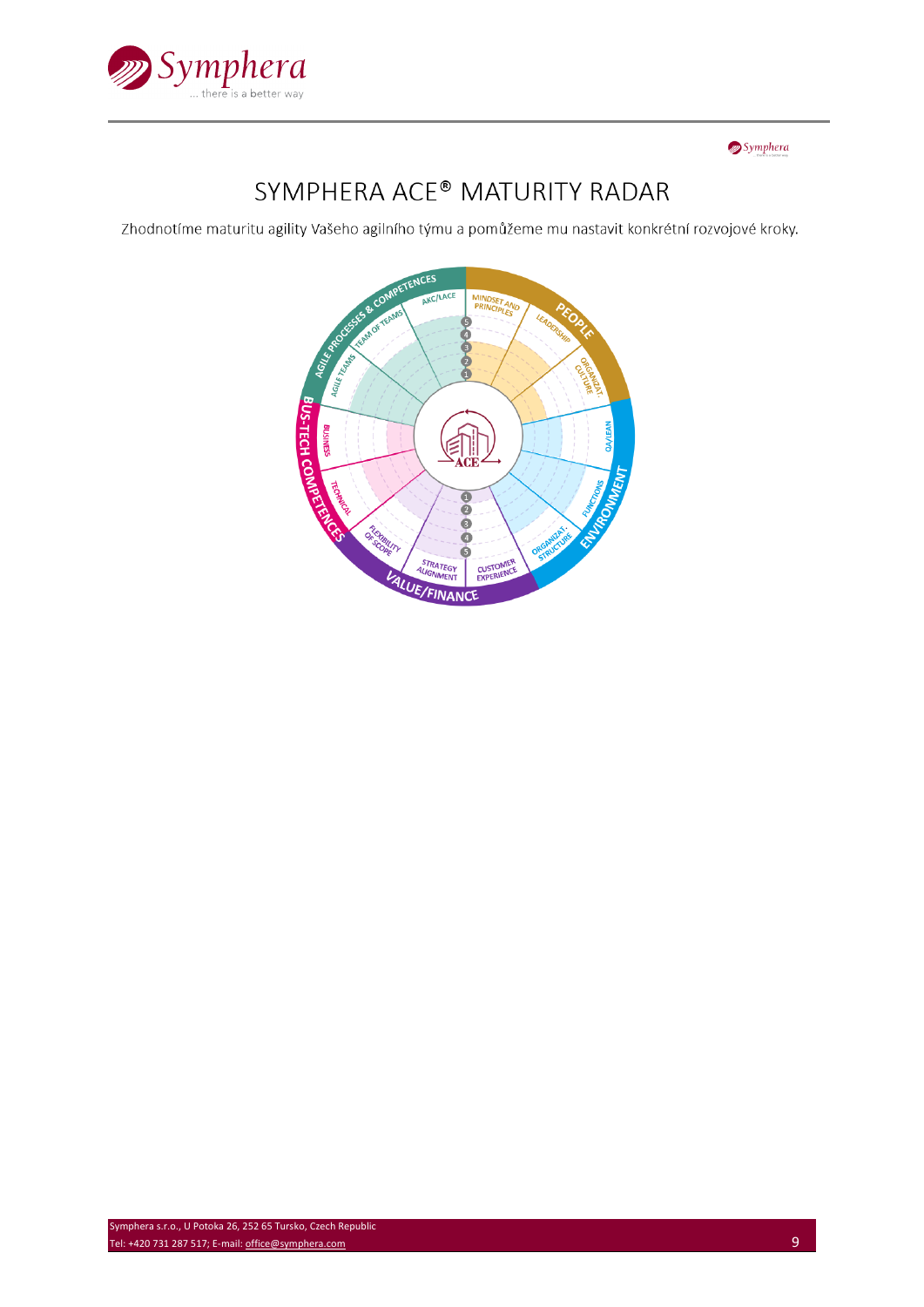# SYMPHERA ACE® MATURITY RADAR

Zhodnotíme maturitu agility Vašeho agilního týmu a pomůžeme mu nastavit konkrétní rozvojové kroky.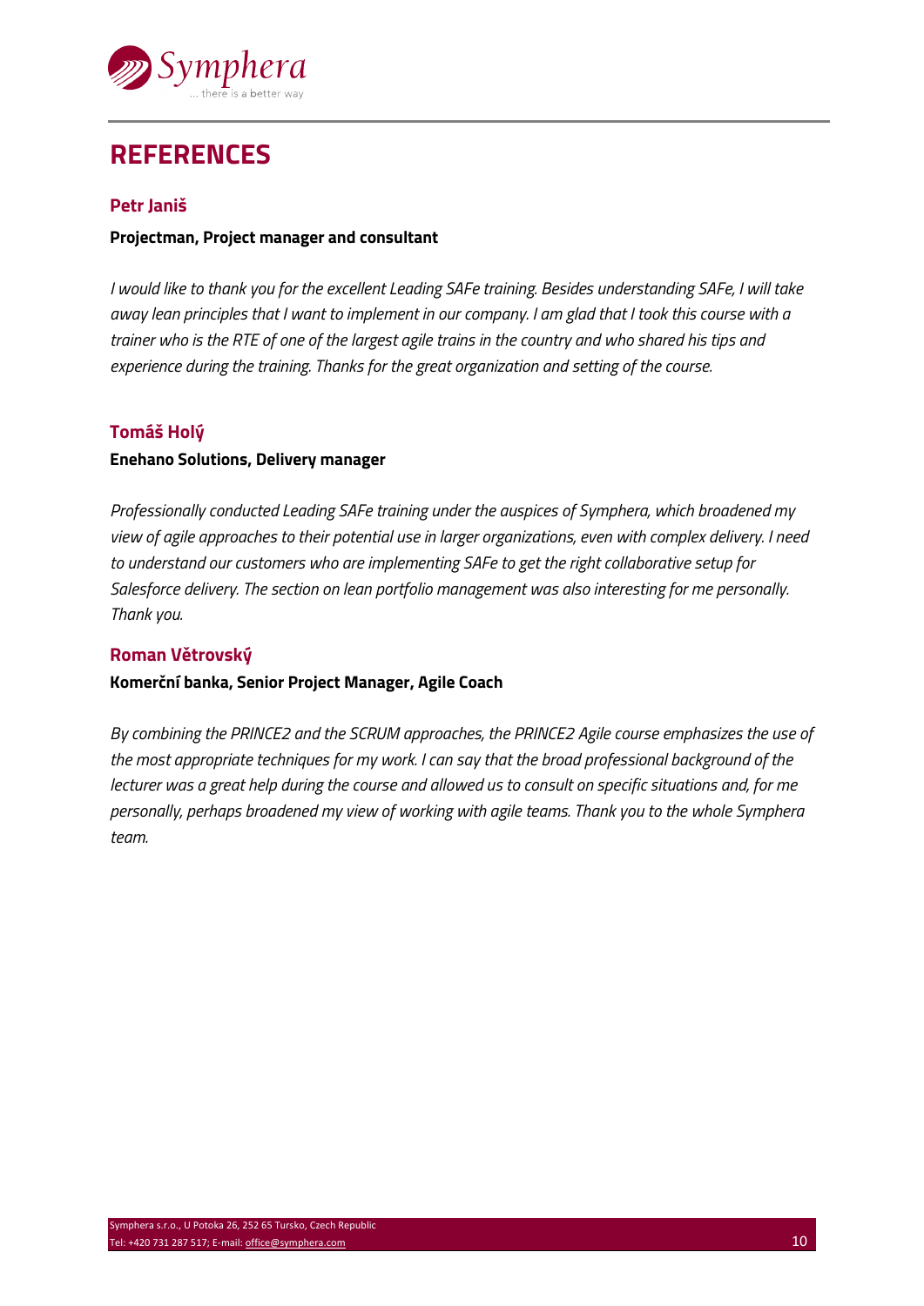# REFERENCES

### Petr Janiš

**Projectman, Project manager and consultant**

*I would like to thank you for the excellent Leading SAFe training. Besides understanding SAFe, I will take away lean principles that I want to implement in our company. I am glad that I took this course with a trainer who is the RTE of one of the largest agile trains in the country and who shared his tips and experience during the training. Thanks for the great organization and setting of the course.*

### Tomáš Holý

**Enehano Solutions, Delivery manager**

*Professionally conducted Leading SAFe training under the auspices of Symphera, which broadened my view of agile approaches to their potential use in larger organizations, even with complex delivery. I need to understand our customers who are implementing SAFe to get the right collaborative setup for Salesforce delivery. The section on lean portfolio management was also interesting for me personally. Thank you.*

### Roman Větrovský

**Komerční banka, Senior Project Manager, Agile Coach**

*By combining the PRINCE2 and the SCRUM approaches, the PRINCE2 Agile course emphasizes the use of the most appropriate techniques for my work. I can say that the broad professional background of the lecturer was a great help during the course and allowed us to consult on specific situations and, for me personally, perhaps broadened my view of working with agile teams. Thank you to the whole Symphera team.*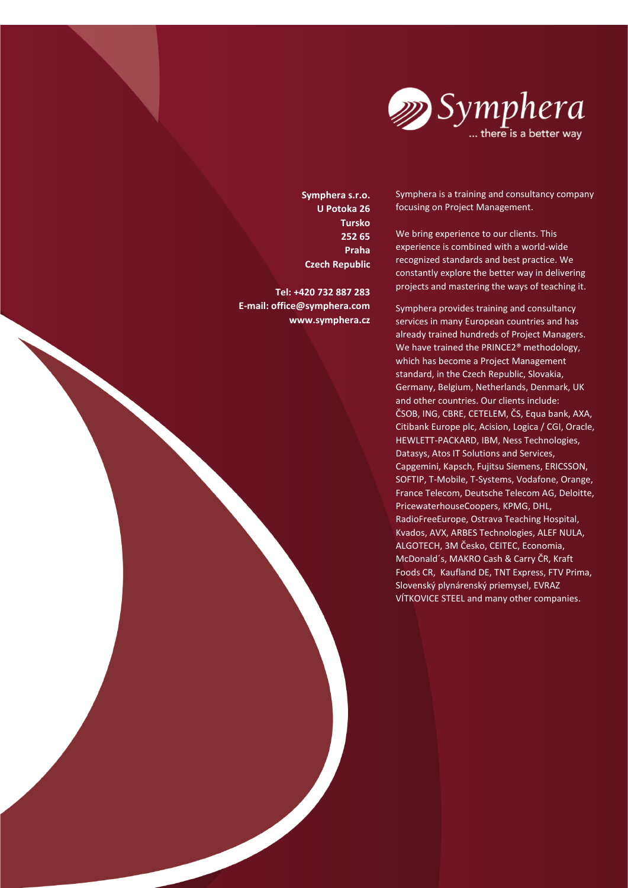Symphera
... there is a better way

**Symphera s.r.o.**
**U Potoka 26**
**Tursko**
**252 65**
**Praha**
**Czech Republic**

**Tel: +420 732 887 283**
**E-mail: office@symphera.com**
**www.symphera.cz**

Symphera is a training and consultancy company focusing on Project Management.

We bring experience to our clients. This experience is combined with a world-wide recognized standards and best practice. We constantly explore the better way in delivering projects and mastering the ways of teaching it.

Symphera provides training and consultancy services in many European countries and has already trained hundreds of Project Managers. We have trained the PRINCE2® methodology, which has become a Project Management standard, in the Czech Republic, Slovakia, Germany, Belgium, Netherlands, Denmark, UK and other countries. Our clients include: ČSOB, ING, CBRE, CETELEM, ČS, Equa bank, AXA, Citibank Europe plc, Acision, Logica / CGI, Oracle, HEWLETT-PACKARD, IBM, Ness Technologies, Datasys, Atos IT Solutions and Services, Capgemini, Kapsch, Fujitsu Siemens, ERICSSON, SOFTIP, T-Mobile, T-Systems, Vodafone, Orange, France Telecom, Deutsche Telecom AG, Deloitte, PricewaterhouseCoopers, KPMG, DHL, RadioFreeEurope, Ostrava Teaching Hospital, Kvados, AVX, ARBES Technologies, ALEF NULA, ALGOTECH, 3M Česko, CEITEC, Economia, McDonald´s, MAKRO Cash & Carry ČR, Kraft Foods CR, Kaufland DE, TNT Express, FTV Prima, Slovenský plynárenský priemysel, EVRAZ VÍTKOVICE STEEL and many other companies.